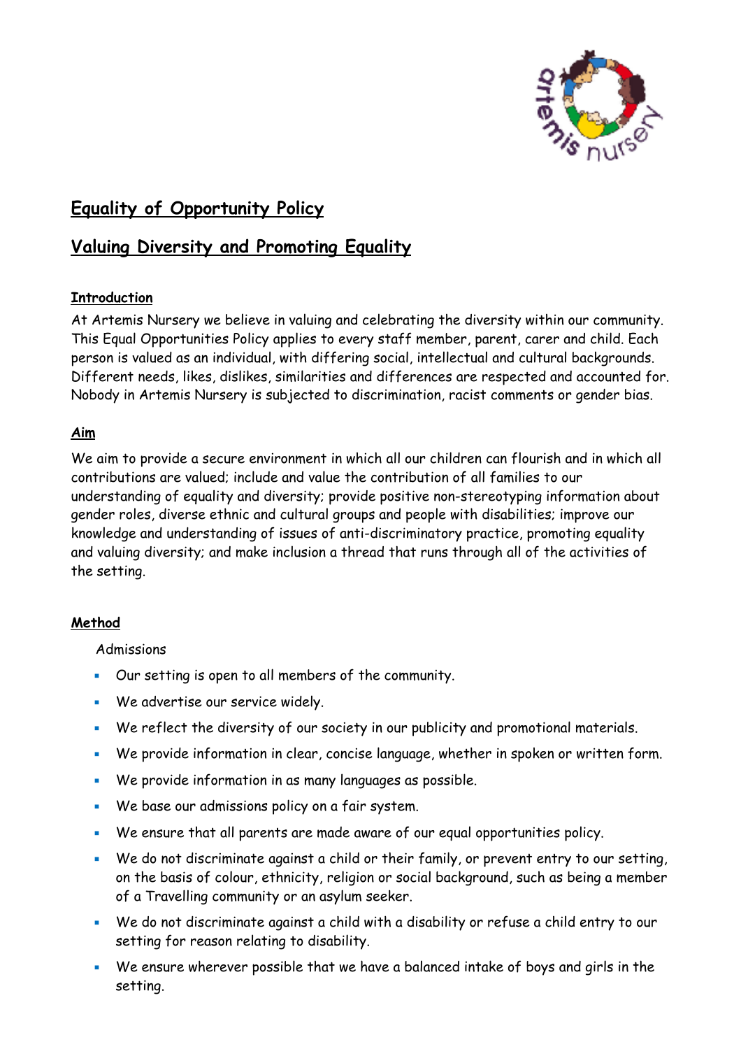# Equality of Opportunity Policy

## Valuing Diversity and Promoting Equality

### Introduction

At Artemis Nursery we believe in valuing and celebrating the diversity within our community. This Equal Opportunities Policy applies to every staff member, parent, carer and child. Each person is valued as an individual, with differing social, intellectual and cultural backgrounds. Different needs, likes, dislikes, similarities and differences are respected and accounted for. Nobody in Artemis Nursery is subjected to discrimination, racist comments or gender bias.

### Aim

We aim to provide a secure environment in which all our children can flourish and in which all contributions are valued; include and value the contribution of all families to our understanding of equality and diversity; provide positive non-stereotyping information about gender roles, diverse ethnic and cultural groups and people with disabilities; improve our knowledge and understanding of issues of anti-discriminatory practice, promoting equality and valuing diversity; and make inclusion a thread that runs through all of the activities of the setting.

### Method

Admissions

- Our setting is open to all members of the community.
- We advertise our service widely.
- We reflect the diversity of our society in our publicity and promotional materials.
- We provide information in clear, concise language, whether in spoken or written form.
- We provide information in as many languages as possible.
- We base our admissions policy on a fair system.
- We ensure that all parents are made aware of our equal opportunities policy.
- We do not discriminate against a child or their family, or prevent entry to our setting, on the basis of colour, ethnicity, religion or social background, such as being a member of a Travelling community or an asylum seeker.
- We do not discriminate against a child with a disability or refuse a child entry to our setting for reason relating to disability.
- We ensure wherever possible that we have a balanced intake of boys and girls in the setting.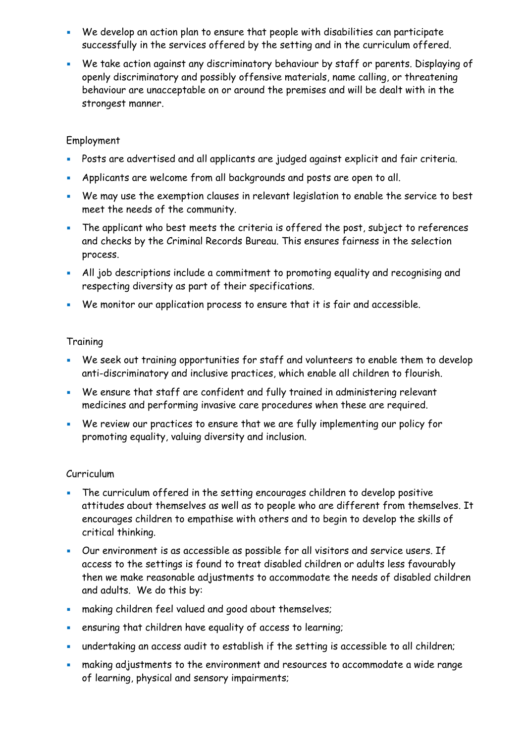- We develop an action plan to ensure that people with disabilities can participate successfully in the services offered by the setting and in the curriculum offered.
- We take action against any discriminatory behaviour by staff or parents. Displaying of openly discriminatory and possibly offensive materials, name calling, or threatening behaviour are unacceptable on or around the premises and will be dealt with in the strongest manner.

Employment

- Posts are advertised and all applicants are judged against explicit and fair criteria.
- Applicants are welcome from all backgrounds and posts are open to all.
- We may use the exemption clauses in relevant legislation to enable the service to best meet the needs of the community.
- The applicant who best meets the criteria is offered the post, subject to references and checks by the Criminal Records Bureau. This ensures fairness in the selection process.
- All job descriptions include a commitment to promoting equality and recognising and respecting diversity as part of their specifications.
- We monitor our application process to ensure that it is fair and accessible.

Training

- We seek out training opportunities for staff and volunteers to enable them to develop anti-discriminatory and inclusive practices, which enable all children to flourish.
- We ensure that staff are confident and fully trained in administering relevant medicines and performing invasive care procedures when these are required.
- We review our practices to ensure that we are fully implementing our policy for promoting equality, valuing diversity and inclusion.

Curriculum

- The curriculum offered in the setting encourages children to develop positive attitudes about themselves as well as to people who are different from themselves. It encourages children to empathise with others and to begin to develop the skills of critical thinking.
- Our environment is as accessible as possible for all visitors and service users. If access to the settings is found to treat disabled children or adults less favourably then we make reasonable adjustments to accommodate the needs of disabled children and adults. We do this by:
- making children feel valued and good about themselves;
- ensuring that children have equality of access to learning;
- undertaking an access audit to establish if the setting is accessible to all children;
- making adjustments to the environment and resources to accommodate a wide range of learning, physical and sensory impairments;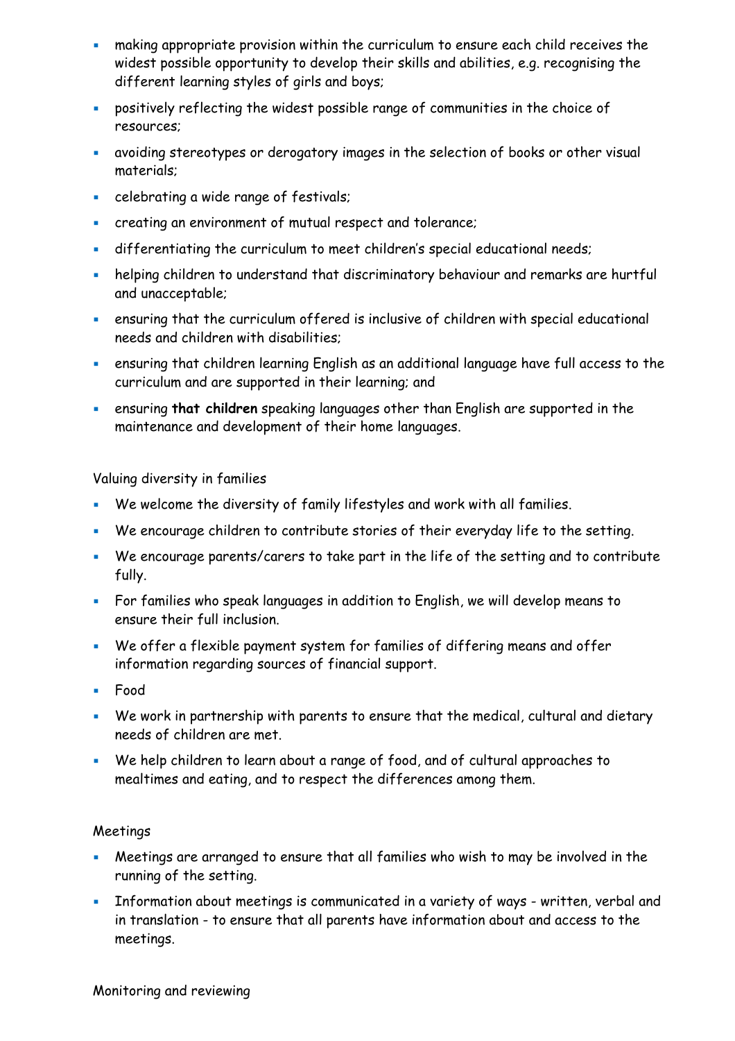- making appropriate provision within the curriculum to ensure each child receives the widest possible opportunity to develop their skills and abilities, e.g. recognising the different learning styles of girls and boys;
- positively reflecting the widest possible range of communities in the choice of resources;
- avoiding stereotypes or derogatory images in the selection of books or other visual materials;
- celebrating a wide range of festivals;
- creating an environment of mutual respect and tolerance;
- differentiating the curriculum to meet children's special educational needs;
- helping children to understand that discriminatory behaviour and remarks are hurtful and unacceptable;
- ensuring that the curriculum offered is inclusive of children with special educational needs and children with disabilities;
- ensuring that children learning English as an additional language have full access to the curriculum and are supported in their learning; and
- ensuring **that children** speaking languages other than English are supported in the maintenance and development of their home languages.

Valuing diversity in families

- We welcome the diversity of family lifestyles and work with all families.
- We encourage children to contribute stories of their everyday life to the setting.
- We encourage parents/carers to take part in the life of the setting and to contribute fully.
- For families who speak languages in addition to English, we will develop means to ensure their full inclusion.
- We offer a flexible payment system for families of differing means and offer information regarding sources of financial support.
- Food
- We work in partnership with parents to ensure that the medical, cultural and dietary needs of children are met.
- We help children to learn about a range of food, and of cultural approaches to mealtimes and eating, and to respect the differences among them.

Meetings

- Meetings are arranged to ensure that all families who wish to may be involved in the running of the setting.
- Information about meetings is communicated in a variety of ways - written, verbal and in translation - to ensure that all parents have information about and access to the meetings.

Monitoring and reviewing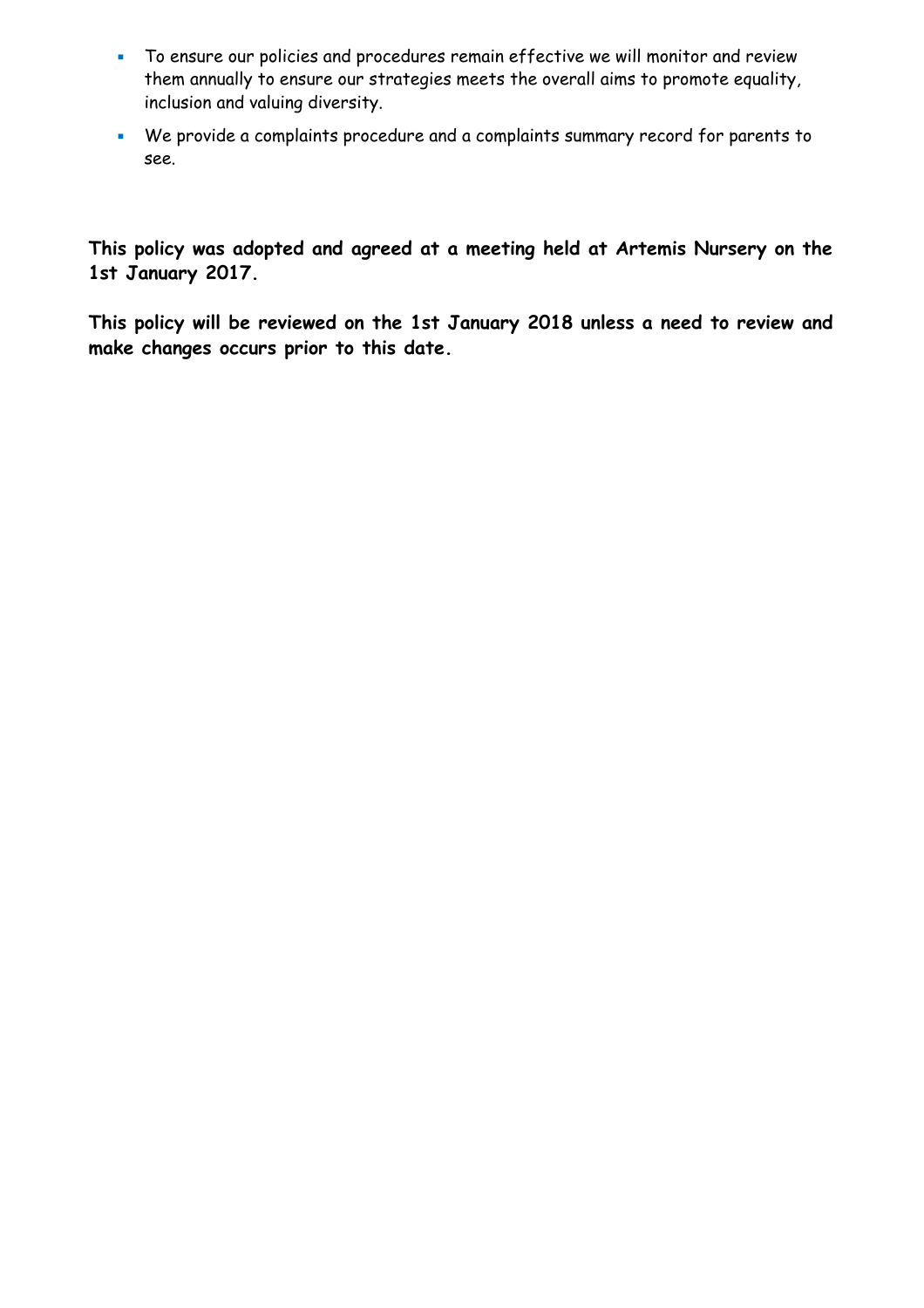- To ensure our policies and procedures remain effective we will monitor and review them annually to ensure our strategies meets the overall aims to promote equality, inclusion and valuing diversity.
- We provide a complaints procedure and a complaints summary record for parents to see.

**This policy was adopted and agreed at a meeting held at Artemis Nursery on the 1st January 2017.**

**This policy will be reviewed on the 1st January 2018 unless a need to review and make changes occurs prior to this date.**